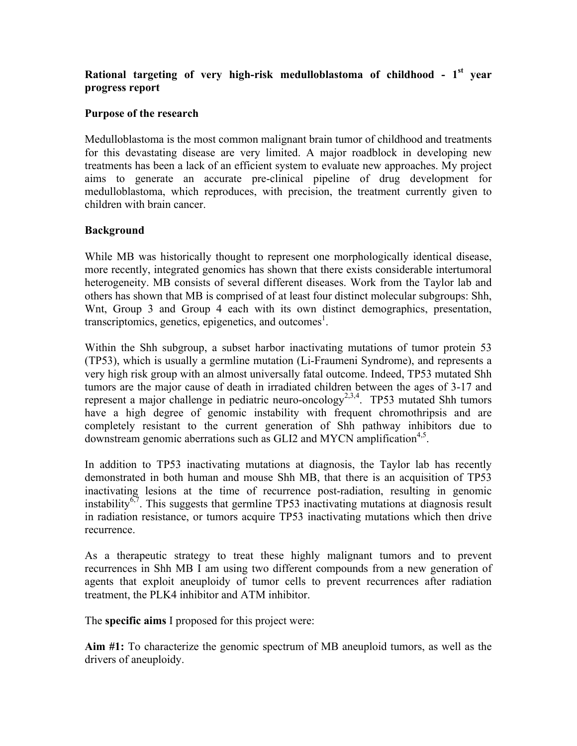# Rational targeting of very high-risk medulloblastoma of childhood - 1st year progress report

## Purpose of the research

Medulloblastoma is the most common malignant brain tumor of childhood and treatments for this devastating disease are very limited. A major roadblock in developing new treatments has been a lack of an efficient system to evaluate new approaches. My project aims to generate an accurate pre-clinical pipeline of drug development for medulloblastoma, which reproduces, with precision, the treatment currently given to children with brain cancer.

## Background

While MB was historically thought to represent one morphologically identical disease, more recently, integrated genomics has shown that there exists considerable intertumoral heterogeneity. MB consists of several different diseases. Work from the Taylor lab and others has shown that MB is comprised of at least four distinct molecular subgroups: Shh, Wnt, Group 3 and Group 4 each with its own distinct demographics, presentation, transcriptomics, genetics, epigenetics, and outcomes[1].

Within the Shh subgroup, a subset harbor inactivating mutations of tumor protein 53 (TP53), which is usually a germline mutation (Li-Fraumeni Syndrome), and represents a very high risk group with an almost universally fatal outcome. Indeed, TP53 mutated Shh tumors are the major cause of death in irradiated children between the ages of 3-17 and represent a major challenge in pediatric neuro-oncology[2,3,4]. TP53 mutated Shh tumors have a high degree of genomic instability with frequent chromothripsis and are completely resistant to the current generation of Shh pathway inhibitors due to downstream genomic aberrations such as GLI2 and MYCN amplification[4,5].

In addition to TP53 inactivating mutations at diagnosis, the Taylor lab has recently demonstrated in both human and mouse Shh MB, that there is an acquisition of TP53 inactivating lesions at the time of recurrence post-radiation, resulting in genomic instability[6,7]. This suggests that germline TP53 inactivating mutations at diagnosis result in radiation resistance, or tumors acquire TP53 inactivating mutations which then drive recurrence.

As a therapeutic strategy to treat these highly malignant tumors and to prevent recurrences in Shh MB I am using two different compounds from a new generation of agents that exploit aneuploidy of tumor cells to prevent recurrences after radiation treatment, the PLK4 inhibitor and ATM inhibitor.

The **specific aims** I proposed for this project were:

**Aim #1:** To characterize the genomic spectrum of MB aneuploid tumors, as well as the drivers of aneuploidy.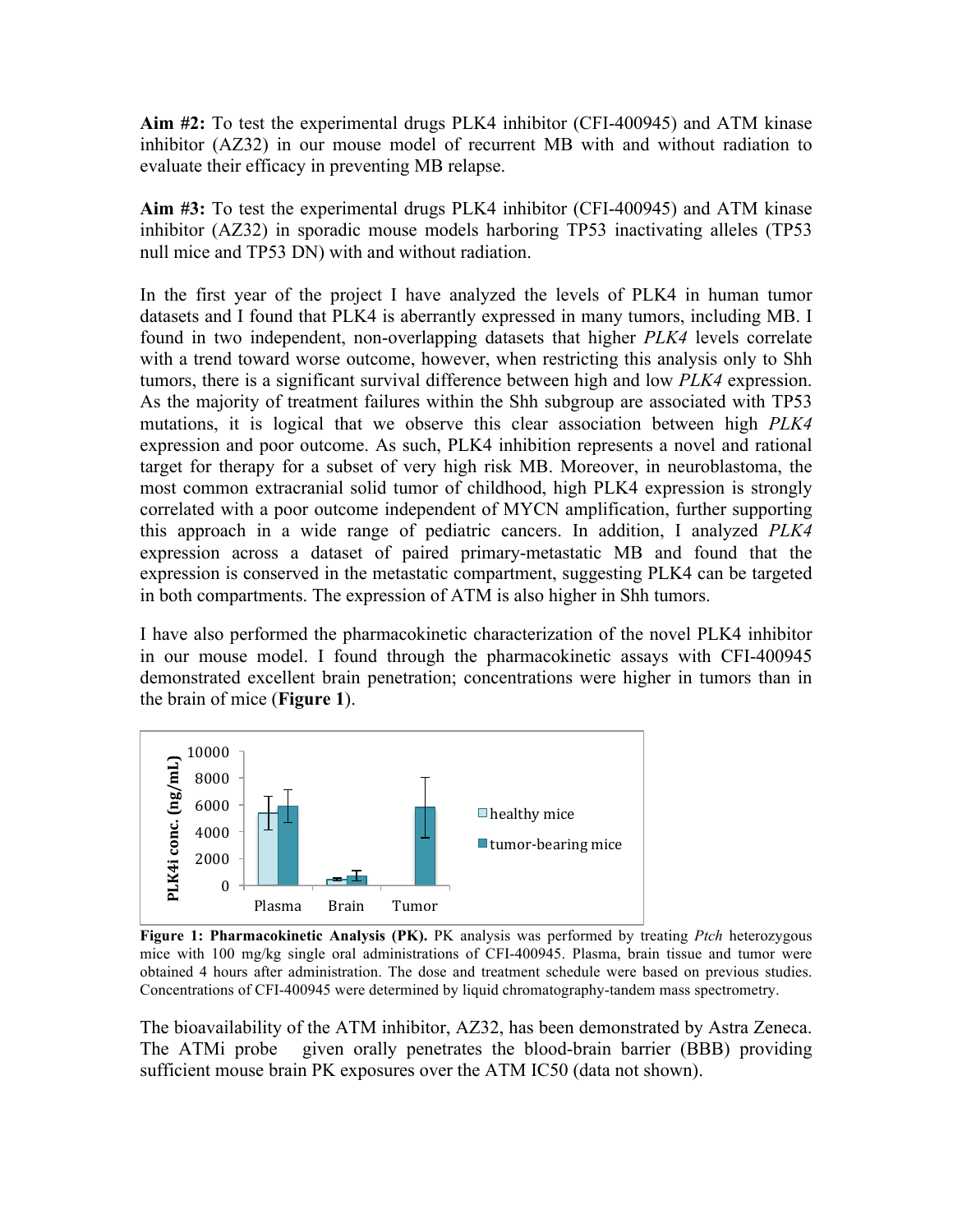**Aim #2:** To test the experimental drugs PLK4 inhibitor (CFI-400945) and ATM kinase inhibitor (AZ32) in our mouse model of recurrent MB with and without radiation to evaluate their efficacy in preventing MB relapse.

**Aim #3:** To test the experimental drugs PLK4 inhibitor (CFI-400945) and ATM kinase inhibitor (AZ32) in sporadic mouse models harboring TP53 inactivating alleles (TP53 null mice and TP53 DN) with and without radiation.

In the first year of the project I have analyzed the levels of PLK4 in human tumor datasets and I found that PLK4 is aberrantly expressed in many tumors, including MB. I found in two independent, non-overlapping datasets that higher *PLK4* levels correlate with a trend toward worse outcome, however, when restricting this analysis only to Shh tumors, there is a significant survival difference between high and low *PLK4* expression. As the majority of treatment failures within the Shh subgroup are associated with TP53 mutations, it is logical that we observe this clear association between high *PLK4* expression and poor outcome. As such, PLK4 inhibition represents a novel and rational target for therapy for a subset of very high risk MB. Moreover, in neuroblastoma, the most common extracranial solid tumor of childhood, high PLK4 expression is strongly correlated with a poor outcome independent of MYCN amplification, further supporting this approach in a wide range of pediatric cancers. In addition, I analyzed *PLK4* expression across a dataset of paired primary-metastatic MB and found that the expression is conserved in the metastatic compartment, suggesting PLK4 can be targeted in both compartments. The expression of ATM is also higher in Shh tumors.

I have also performed the pharmacokinetic characterization of the novel PLK4 inhibitor in our mouse model. I found through the pharmacokinetic assays with CFI-400945 demonstrated excellent brain penetration; concentrations were higher in tumors than in the brain of mice (**Figure 1**).

**Figure 1: Pharmacokinetic Analysis (PK).** PK analysis was performed by treating *Ptch* heterozygous mice with 100 mg/kg single oral administrations of CFI-400945. Plasma, brain tissue and tumor were obtained 4 hours after administration. The dose and treatment schedule were based on previous studies. Concentrations of CFI-400945 were determined by liquid chromatography-tandem mass spectrometry.

The bioavailability of the ATM inhibitor, AZ32, has been demonstrated by Astra Zeneca. The ATMi probe given orally penetrates the blood-brain barrier (BBB) providing sufficient mouse brain PK exposures over the ATM IC50 (data not shown).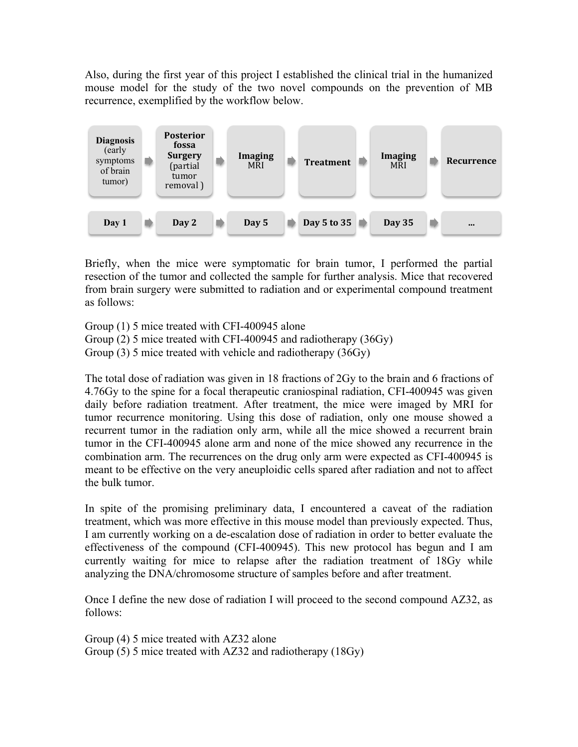Also, during the first year of this project I established the clinical trial in the humanized mouse model for the study of the two novel compounds on the prevention of MB recurrence, exemplified by the workflow below.

| **Diagnosis** (early symptoms of brain tumor) | **Posterior fossa Surgery** (partial tumor removal ) | **Imaging** MRI | **Treatment** | **Imaging** MRI | **Recurrence** |
|---|---|---|---|---|---|
| **Day 1** | **Day 2** | **Day 5** | **Day 5 to 35** | **Day 35** | **...** |

Briefly, when the mice were symptomatic for brain tumor, I performed the partial resection of the tumor and collected the sample for further analysis. Mice that recovered from brain surgery were submitted to radiation and or experimental compound treatment as follows:

Group (1) 5 mice treated with CFI-400945 alone
Group (2) 5 mice treated with CFI-400945 and radiotherapy (36Gy)
Group (3) 5 mice treated with vehicle and radiotherapy (36Gy)

The total dose of radiation was given in 18 fractions of 2Gy to the brain and 6 fractions of 4.76Gy to the spine for a focal therapeutic craniospinal radiation, CFI-400945 was given daily before radiation treatment. After treatment, the mice were imaged by MRI for tumor recurrence monitoring. Using this dose of radiation, only one mouse showed a recurrent tumor in the radiation only arm, while all the mice showed a recurrent brain tumor in the CFI-400945 alone arm and none of the mice showed any recurrence in the combination arm. The recurrences on the drug only arm were expected as CFI-400945 is meant to be effective on the very aneuploidic cells spared after radiation and not to affect the bulk tumor.

In spite of the promising preliminary data, I encountered a caveat of the radiation treatment, which was more effective in this mouse model than previously expected. Thus, I am currently working on a de-escalation dose of radiation in order to better evaluate the effectiveness of the compound (CFI-400945). This new protocol has begun and I am currently waiting for mice to relapse after the radiation treatment of 18Gy while analyzing the DNA/chromosome structure of samples before and after treatment.

Once I define the new dose of radiation I will proceed to the second compound AZ32, as follows:

Group (4) 5 mice treated with AZ32 alone
Group (5) 5 mice treated with AZ32 and radiotherapy (18Gy)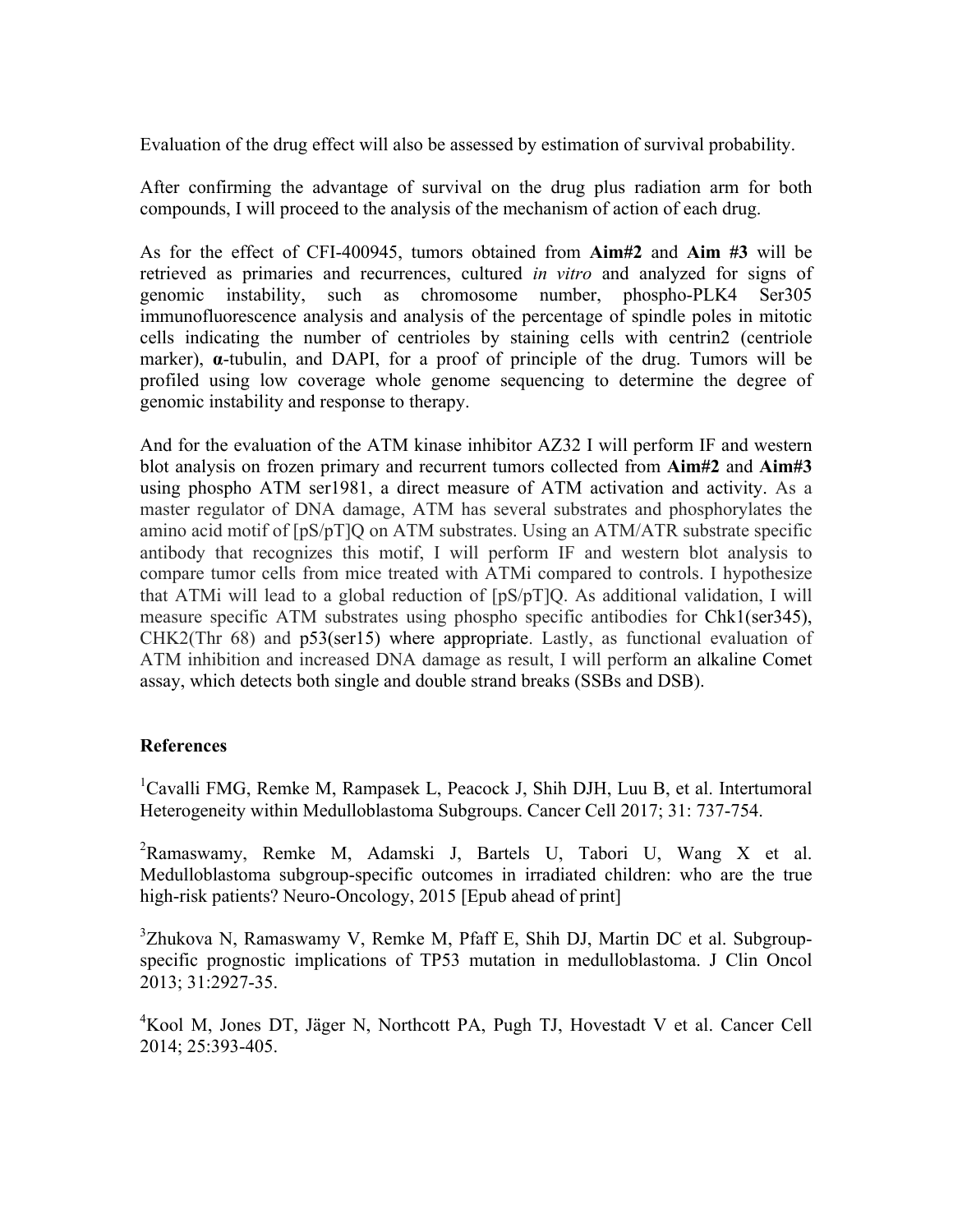Evaluation of the drug effect will also be assessed by estimation of survival probability.

After confirming the advantage of survival on the drug plus radiation arm for both compounds, I will proceed to the analysis of the mechanism of action of each drug.

As for the effect of CFI-400945, tumors obtained from **Aim#2** and **Aim #3** will be retrieved as primaries and recurrences, cultured *in vitro* and analyzed for signs of genomic instability, such as chromosome number, phospho-PLK4 Ser305 immunofluorescence analysis and analysis of the percentage of spindle poles in mitotic cells indicating the number of centrioles by staining cells with centrin2 (centriole marker), **α**-tubulin, and DAPI, for a proof of principle of the drug. Tumors will be profiled using low coverage whole genome sequencing to determine the degree of genomic instability and response to therapy.

And for the evaluation of the ATM kinase inhibitor AZ32 I will perform IF and western blot analysis on frozen primary and recurrent tumors collected from **Aim#2** and **Aim#3** using phospho ATM ser1981, a direct measure of ATM activation and activity. As a master regulator of DNA damage, ATM has several substrates and phosphorylates the amino acid motif of [pS/pT]Q on ATM substrates. Using an ATM/ATR substrate specific antibody that recognizes this motif, I will perform IF and western blot analysis to compare tumor cells from mice treated with ATMi compared to controls. I hypothesize that ATMi will lead to a global reduction of [pS/pT]Q. As additional validation, I will measure specific ATM substrates using phospho specific antibodies for Chk1(ser345), CHK2(Thr 68) and p53(ser15) where appropriate. Lastly, as functional evaluation of ATM inhibition and increased DNA damage as result, I will perform an alkaline Comet assay, which detects both single and double strand breaks (SSBs and DSB).

## References

[1]Cavalli FMG, Remke M, Rampasek L, Peacock J, Shih DJH, Luu B, et al. Intertumoral Heterogeneity within Medulloblastoma Subgroups. Cancer Cell 2017; 31: 737-754.

[2]Ramaswamy, Remke M, Adamski J, Bartels U, Tabori U, Wang X et al. Medulloblastoma subgroup-specific outcomes in irradiated children: who are the true high-risk patients? Neuro-Oncology, 2015 [Epub ahead of print]

[3]Zhukova N, Ramaswamy V, Remke M, Pfaff E, Shih DJ, Martin DC et al. Subgroup-specific prognostic implications of TP53 mutation in medulloblastoma. J Clin Oncol 2013; 31:2927-35.

[4]Kool M, Jones DT, Jäger N, Northcott PA, Pugh TJ, Hovestadt V et al. Cancer Cell 2014; 25:393-405.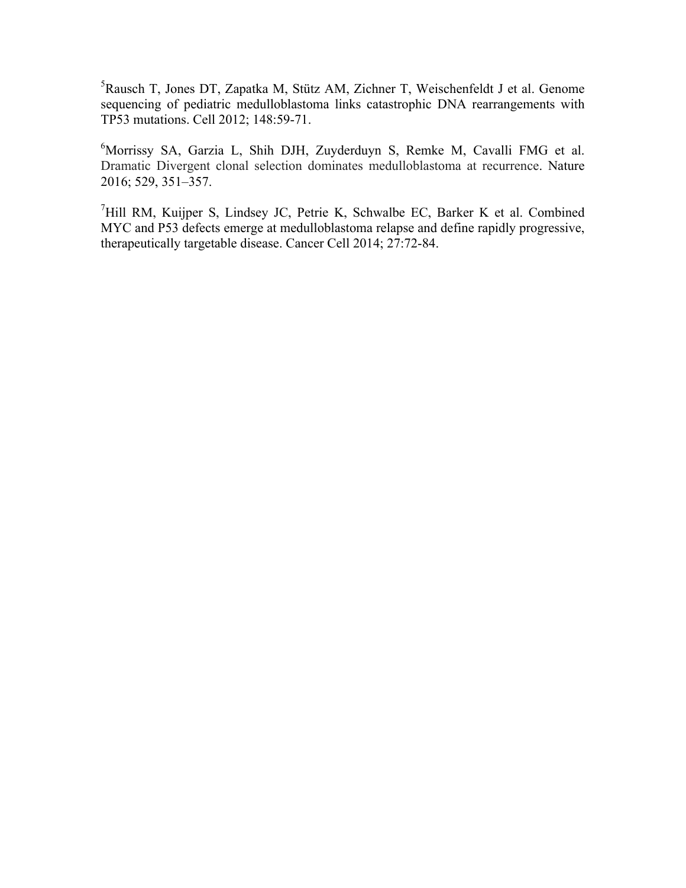[5]Rausch T, Jones DT, Zapatka M, Stütz AM, Zichner T, Weischenfeldt J et al. Genome sequencing of pediatric medulloblastoma links catastrophic DNA rearrangements with TP53 mutations. Cell 2012; 148:59-71.

[6]Morrissy SA, Garzia L, Shih DJH, Zuyderduyn S, Remke M, Cavalli FMG et al. Dramatic Divergent clonal selection dominates medulloblastoma at recurrence. Nature 2016; 529, 351–357.

[7]Hill RM, Kuijper S, Lindsey JC, Petrie K, Schwalbe EC, Barker K et al. Combined MYC and P53 defects emerge at medulloblastoma relapse and define rapidly progressive, therapeutically targetable disease. Cancer Cell 2014; 27:72-84.